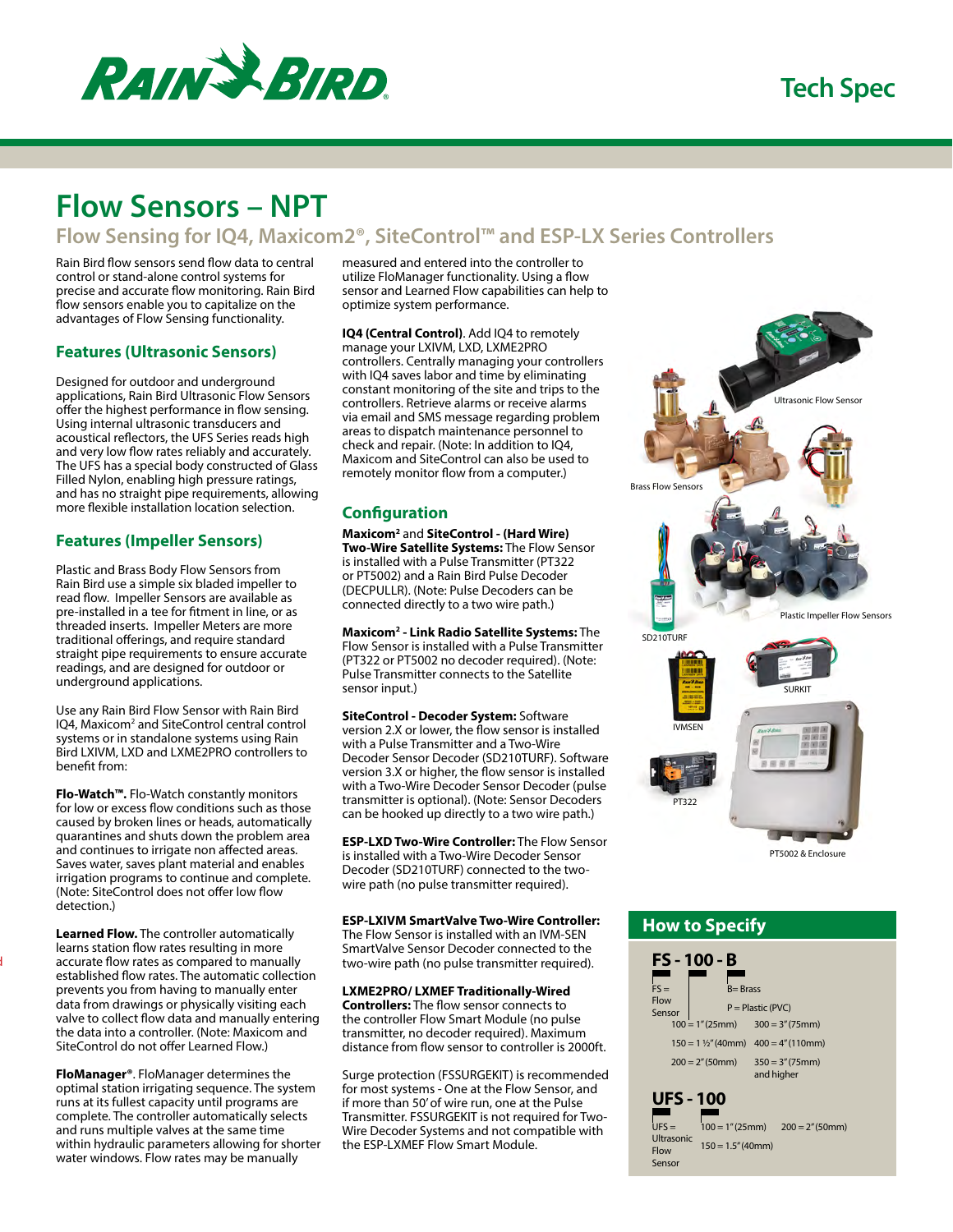Tech Spec

# Flow Sensors – NPT

## Flow Sensing for IQ4, Maxicom2®, SiteControl™ and ESP-LX Series Controllers

Rain Bird flow sensors send flow data to central control or stand-alone control systems for precise and accurate flow monitoring. Rain Bird flow sensors enable you to capitalize on the advantages of Flow Sensing functionality.

### Features (Ultrasonic Sensors)

Designed for outdoor and underground applications, Rain Bird Ultrasonic Flow Sensors offer the highest performance in flow sensing. Using internal ultrasonic transducers and acoustical reflectors, the UFS Series reads high and very low flow rates reliably and accurately. The UFS has a special body constructed of Glass Filled Nylon, enabling high pressure ratings, and has no straight pipe requirements, allowing more flexible installation location selection.

### Features (Impeller Sensors)

Plastic and Brass Body Flow Sensors from Rain Bird use a simple six bladed impeller to read flow. Impeller Sensors are available as pre-installed in a tee for fitment in line, or as threaded inserts. Impeller Meters are more traditional offerings, and require standard straight pipe requirements to ensure accurate readings, and are designed for outdoor or underground applications.

Use any Rain Bird Flow Sensor with Rain Bird IQ4, Maxicom² and SiteControl central control systems or in standalone systems using Rain Bird LXIVM, LXD and LXME2PRO controllers to benefit from:

**Flo-Watch™.** Flo-Watch constantly monitors for low or excess flow conditions such as those caused by broken lines or heads, automatically quarantines and shuts down the problem area and continues to irrigate non affected areas. Saves water, saves plant material and enables irrigation programs to continue and complete. (Note: SiteControl does not offer low flow detection.)

**Learned Flow.** The controller automatically learns station flow rates resulting in more accurate flow rates as compared to manually established flow rates. The automatic collection prevents you from having to manually enter data from drawings or physically visiting each valve to collect flow data and manually entering the data into a controller. (Note: Maxicom and SiteControl do not offer Learned Flow.)

**FloManager®.** FloManager determines the optimal station irrigating sequence. The system runs at its fullest capacity until programs are complete. The controller automatically selects and runs multiple valves at the same time within hydraulic parameters allowing for shorter water windows. Flow rates may be manually measured and entered into the controller to utilize FloManager functionality. Using a flow sensor and Learned Flow capabilities can help to optimize system performance.

**IQ4 (Central Control).** Add IQ4 to remotely manage your LXIVM, LXD, LXME2PRO controllers. Centrally managing your controllers with IQ4 saves labor and time by eliminating constant monitoring of the site and trips to the controllers. Retrieve alarms or receive alarms via email and SMS message regarding problem areas to dispatch maintenance personnel to check and repair. (Note: In addition to IQ4, Maxicom and SiteControl can also be used to remotely monitor flow from a computer.)

### Configuration

**Maxicom² and SiteControl - (Hard Wire) Two-Wire Satellite Systems:** The Flow Sensor is installed with a Pulse Transmitter (PT322 or PT5002) and a Rain Bird Pulse Decoder (DECPULLR). (Note: Pulse Decoders can be connected directly to a two wire path.)

**Maxicom² - Link Radio Satellite Systems:** The Flow Sensor is installed with a Pulse Transmitter (PT322 or PT5002 no decoder required). (Note: Pulse Transmitter connects to the Satellite sensor input.)

**SiteControl - Decoder System:** Software version 2.X or lower, the flow sensor is installed with a Pulse Transmitter and a Two-Wire Decoder Sensor Decoder (SD210TURF). Software version 3.X or higher, the flow sensor is installed with a Two-Wire Decoder Sensor Decoder (pulse transmitter is optional). (Note: Sensor Decoders can be hooked up directly to a two wire path.)

**ESP-LXD Two-Wire Controller:** The Flow Sensor is installed with a Two-Wire Decoder Sensor Decoder (SD210TURF) connected to the two-wire path (no pulse transmitter required).

**ESP-LXIVM SmartValve Two-Wire Controller:** The Flow Sensor is installed with an IVM-SEN SmartValve Sensor Decoder connected to the two-wire path (no pulse transmitter required).

**LXME2PRO/ LXMEF Traditionally-Wired Controllers:** The flow sensor connects to the controller Flow Smart Module (no pulse transmitter, no decoder required). Maximum distance from flow sensor to controller is 2000ft.

Surge protection (FSSURGEKIT) is recommended for most systems - One at the Flow Sensor, and if more than 50' of wire run, one at the Pulse Transmitter. FSSURGEKIT is not required for Two-Wire Decoder Systems and not compatible with the ESP-LXMEF Flow Smart Module.

Ultrasonic Flow Sensor

Brass Flow Sensors

Plastic Impeller Flow Sensors

SD210TURF

SURKIT

IVMSEN

PT322

PT5002 & Enclosure

### How to Specify

**FS - 100 - B**

- FS = Flow Sensor
- 100 = 1" (25mm)
- 150 = 1 ½" (40mm)
- 200 = 2" (50mm)
- 300 = 3" (75mm)
- 400 = 4" (110mm)
- 350 = 3" (75mm) and higher
- B= Brass
- P = Plastic (PVC)

**UFS - 100**

- UFS = Ultrasonic Flow Sensor
- 100 = 1" (25mm)
- 150 = 1.5" (40mm)
- 200 = 2" (50mm)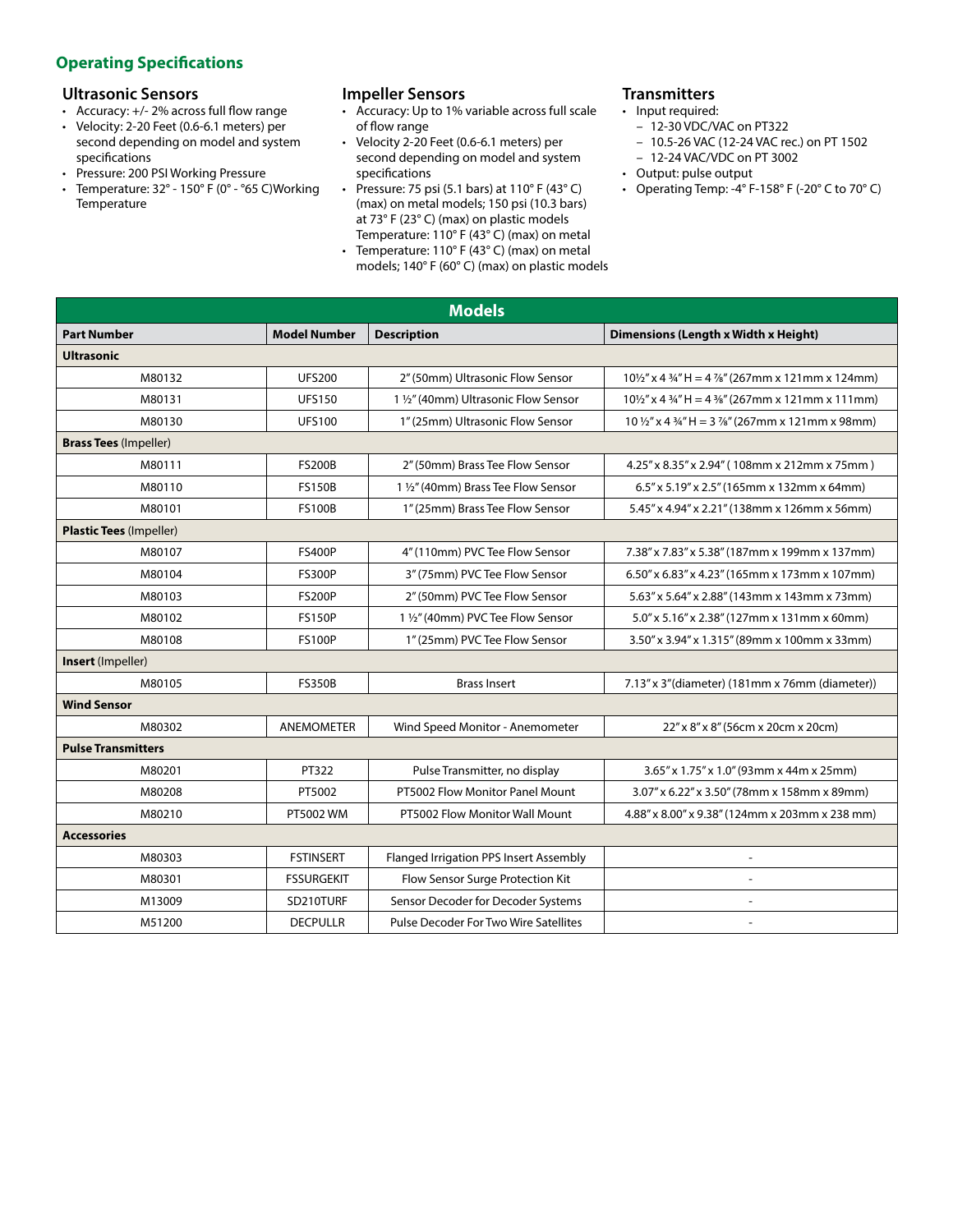## Operating Specifications

### Ultrasonic Sensors

- Accuracy: +/- 2% across full flow range
- Velocity: 2-20 Feet (0.6-6.1 meters) per second depending on model and system specifications
- Pressure: 200 PSI Working Pressure
- Temperature: 32° - 150° F (0° - °65 C)Working Temperature

### Impeller Sensors

- Accuracy: Up to 1% variable across full scale of flow range
- Velocity 2-20 Feet (0.6-6.1 meters) per second depending on model and system specifications
- Pressure: 75 psi (5.1 bars) at 110° F (43° C) (max) on metal models; 150 psi (10.3 bars) at 73° F (23° C) (max) on plastic models Temperature: 110° F (43° C) (max) on metal
- Temperature: 110° F (43° C) (max) on metal models; 140° F (60° C) (max) on plastic models

### Transmitters

- Input required:
  - 12-30 VDC/VAC on PT322
  - 10.5-26 VAC (12-24 VAC rec.) on PT 1502
  - 12-24 VAC/VDC on PT 3002
- Output: pulse output
- Operating Temp: -4° F-158° F (-20° C to 70° C)

| Models | | | |
|---|---|---|---|
| **Part Number** | **Model Number** | **Description** | **Dimensions (Length x Width x Height)** |
| **Ultrasonic** | | | |
| M80132 | UFS200 | 2" (50mm) Ultrasonic Flow Sensor | 10½" x 4 ¾" H = 4 ⅞" (267mm x 121mm x 124mm) |
| M80131 | UFS150 | 1 ½" (40mm) Ultrasonic Flow Sensor | 10½" x 4 ¾" H = 4 ⅜" (267mm x 121mm x 111mm) |
| M80130 | UFS100 | 1" (25mm) Ultrasonic Flow Sensor | 10 ½" x 4 ¾" H = 3 ⅞" (267mm x 121mm x 98mm) |
| **Brass Tees** (Impeller) | | | |
| M80111 | FS200B | 2" (50mm) Brass Tee Flow Sensor | 4.25" x 8.35" x 2.94" ( 108mm x 212mm x 75mm ) |
| M80110 | FS150B | 1 ½" (40mm) Brass Tee Flow Sensor | 6.5" x 5.19" x 2.5" (165mm x 132mm x 64mm) |
| M80101 | FS100B | 1" (25mm) Brass Tee Flow Sensor | 5.45" x 4.94" x 2.21" (138mm x 126mm x 56mm) |
| **Plastic Tees** (Impeller) | | | |
| M80107 | FS400P | 4" (110mm) PVC Tee Flow Sensor | 7.38" x 7.83" x 5.38" (187mm x 199mm x 137mm) |
| M80104 | FS300P | 3" (75mm) PVC Tee Flow Sensor | 6.50" x 6.83" x 4.23" (165mm x 173mm x 107mm) |
| M80103 | FS200P | 2" (50mm) PVC Tee Flow Sensor | 5.63" x 5.64" x 2.88" (143mm x 143mm x 73mm) |
| M80102 | FS150P | 1 ½" (40mm) PVC Tee Flow Sensor | 5.0" x 5.16" x 2.38" (127mm x 131mm x 60mm) |
| M80108 | FS100P | 1" (25mm) PVC Tee Flow Sensor | 3.50" x 3.94" x 1.315" (89mm x 100mm x 33mm) |
| **Insert** (Impeller) | | | |
| M80105 | FS350B | Brass Insert | 7.13" x 3"(diameter) (181mm x 76mm (diameter)) |
| **Wind Sensor** | | | |
| M80302 | ANEMOMETER | Wind Speed Monitor - Anemometer | 22" x 8" x 8" (56cm x 20cm x 20cm) |
| **Pulse Transmitters** | | | |
| M80201 | PT322 | Pulse Transmitter, no display | 3.65" x 1.75" x 1.0" (93mm x 44m x 25mm) |
| M80208 | PT5002 | PT5002 Flow Monitor Panel Mount | 3.07" x 6.22" x 3.50" (78mm x 158mm x 89mm) |
| M80210 | PT5002 WM | PT5002 Flow Monitor Wall Mount | 4.88" x 8.00" x 9.38" (124mm x 203mm x 238 mm) |
| **Accessories** | | | |
| M80303 | FSTINSERT | Flanged Irrigation PPS Insert Assembly | - |
| M80301 | FSSURGEKIT | Flow Sensor Surge Protection Kit | - |
| M13009 | SD210TURF | Sensor Decoder for Decoder Systems | - |
| M51200 | DECPULLR | Pulse Decoder For Two Wire Satellites | - |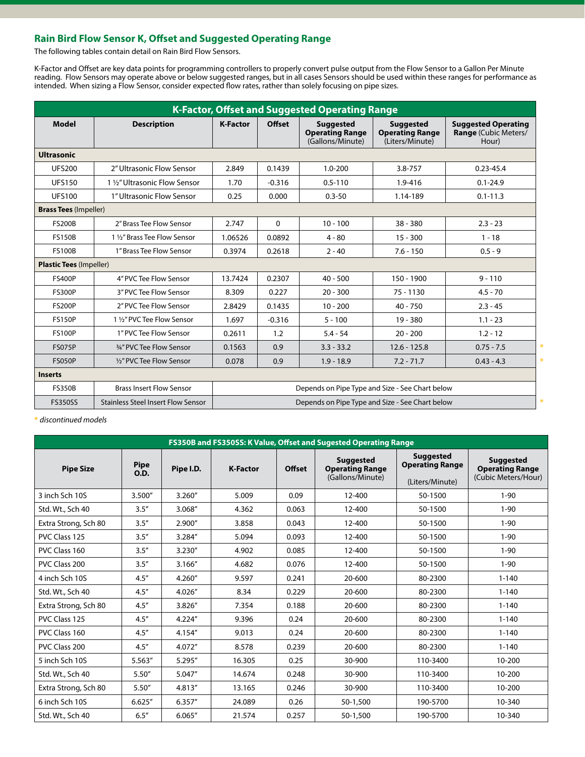## Rain Bird Flow Sensor K, Offset and Suggested Operating Range

The following tables contain detail on Rain Bird Flow Sensors.

K-Factor and Offset are key data points for programming controllers to properly convert pulse output from the Flow Sensor to a Gallon Per Minute reading. Flow Sensors may operate above or below suggested ranges, but in all cases Sensors should be used within these ranges for performance as intended. When sizing a Flow Sensor, consider expected flow rates, rather than solely focusing on pipe sizes.

| K-Factor, Offset and Suggested Operating Range | | | | | | |
|---|---|---|---|---|---|---|
| **Model** | **Description** | **K-Factor** | **Offset** | **Suggested Operating Range** (Gallons/Minute) | **Suggested Operating Range** (Liters/Minute) | **Suggested Operating Range** (Cubic Meters/Hour) |
| **Ultrasonic** | | | | | | |
| UFS200 | 2" Ultrasonic Flow Sensor | 2.849 | 0.1439 | 1.0-200 | 3.8-757 | 0.23-45.4 |
| UFS150 | 1 ½" Ultrasonic Flow Sensor | 1.70 | -0.316 | 0.5-110 | 1.9-416 | 0.1-24.9 |
| UFS100 | 1" Ultrasonic Flow Sensor | 0.25 | 0.000 | 0.3-50 | 1.14-189 | 0.1-11.3 |
| **Brass Tees** (Impeller) | | | | | | |
| FS200B | 2" Brass Tee Flow Sensor | 2.747 | 0 | 10 - 100 | 38 - 380 | 2.3 - 23 |
| FS150B | 1 ½" Brass Tee Flow Sensor | 1.06526 | 0.0892 | 4 - 80 | 15 - 300 | 1 - 18 |
| FS100B | 1" Brass Tee Flow Sensor | 0.3974 | 0.2618 | 2 - 40 | 7.6 - 150 | 0.5 - 9 |
| **Plastic Tees** (Impeller) | | | | | | |
| FS400P | 4" PVC Tee Flow Sensor | 13.7424 | 0.2307 | 40 - 500 | 150 - 1900 | 9 - 110 |
| FS300P | 3" PVC Tee Flow Sensor | 8.309 | 0.227 | 20 - 300 | 75 - 1130 | 4.5 - 70 |
| FS200P | 2" PVC Tee Flow Sensor | 2.8429 | 0.1435 | 10 - 200 | 40 - 750 | 2.3 - 45 |
| FS150P | 1 ½" PVC Tee Flow Sensor | 1.697 | -0.316 | 5 - 100 | 19 - 380 | 1.1 - 23 |
| FS100P | 1" PVC Tee Flow Sensor | 0.2611 | 1.2 | 5.4 - 54 | 20 - 200 | 1.2 - 12 |
| FS075P * | ¾" PVC Tee Flow Sensor | 0.1563 | 0.9 | 3.3 - 33.2 | 12.6 - 125.8 | 0.75 - 7.5 |
| FS050P * | ½" PVC Tee Flow Sensor | 0.078 | 0.9 | 1.9 - 18.9 | 7.2 - 71.7 | 0.43 - 4.3 |
| **Inserts** | | | | | | |
| FS350B | Brass Insert Flow Sensor | Depends on Pipe Type and Size - See Chart below | | | | |
| FS350SS * | Stainless Steel Insert Flow Sensor | Depends on Pipe Type and Size - See Chart below | | | | |

* *discontinued models*

| FS350B and FS350SS: K Value, Offset and Sugested Operating Range | | | | | | | |
|---|---|---|---|---|---|---|---|
| **Pipe Size** | **Pipe O.D.** | **Pipe I.D.** | **K-Factor** | **Offset** | **Suggested Operating Range** (Gallons/Minute) | **Suggested Operating Range** (Liters/Minute) | **Suggested Operating Range** (Cubic Meters/Hour) |
| 3 inch Sch 10S | 3.500" | 3.260" | 5.009 | 0.09 | 12-400 | 50-1500 | 1-90 |
| Std. Wt., Sch 40 | 3.5" | 3.068" | 4.362 | 0.063 | 12-400 | 50-1500 | 1-90 |
| Extra Strong, Sch 80 | 3.5" | 2.900" | 3.858 | 0.043 | 12-400 | 50-1500 | 1-90 |
| PVC Class 125 | 3.5" | 3.284" | 5.094 | 0.093 | 12-400 | 50-1500 | 1-90 |
| PVC Class 160 | 3.5" | 3.230" | 4.902 | 0.085 | 12-400 | 50-1500 | 1-90 |
| PVC Class 200 | 3.5" | 3.166" | 4.682 | 0.076 | 12-400 | 50-1500 | 1-90 |
| 4 inch Sch 10S | 4.5" | 4.260" | 9.597 | 0.241 | 20-600 | 80-2300 | 1-140 |
| Std. Wt., Sch 40 | 4.5" | 4.026" | 8.34 | 0.229 | 20-600 | 80-2300 | 1-140 |
| Extra Strong, Sch 80 | 4.5" | 3.826" | 7.354 | 0.188 | 20-600 | 80-2300 | 1-140 |
| PVC Class 125 | 4.5" | 4.224" | 9.396 | 0.24 | 20-600 | 80-2300 | 1-140 |
| PVC Class 160 | 4.5" | 4.154" | 9.013 | 0.24 | 20-600 | 80-2300 | 1-140 |
| PVC Class 200 | 4.5" | 4.072" | 8.578 | 0.239 | 20-600 | 80-2300 | 1-140 |
| 5 inch Sch 10S | 5.563" | 5.295" | 16.305 | 0.25 | 30-900 | 110-3400 | 10-200 |
| Std. Wt., Sch 40 | 5.50" | 5.047" | 14.674 | 0.248 | 30-900 | 110-3400 | 10-200 |
| Extra Strong, Sch 80 | 5.50" | 4.813" | 13.165 | 0.246 | 30-900 | 110-3400 | 10-200 |
| 6 inch Sch 10S | 6.625" | 6.357" | 24.089 | 0.26 | 50-1,500 | 190-5700 | 10-340 |
| Std. Wt., Sch 40 | 6.5" | 6.065" | 21.574 | 0.257 | 50-1,500 | 190-5700 | 10-340 |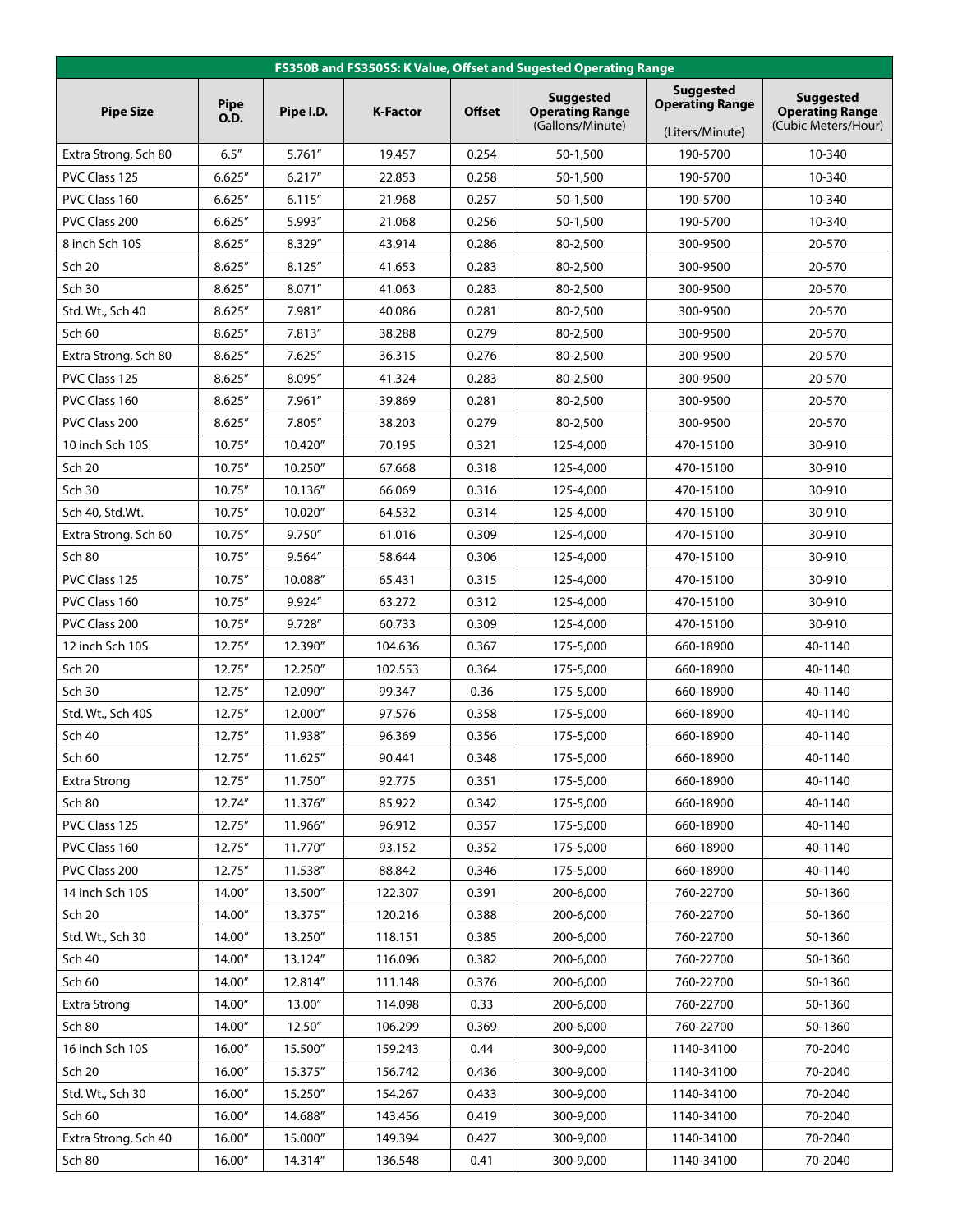| FS350B and FS350SS: K Value, Offset and Sugested Operating Range | | | | | | | |
|---|---|---|---|---|---|---|---|
| **Pipe Size** | **Pipe O.D.** | **Pipe I.D.** | **K-Factor** | **Offset** | **Suggested Operating Range** (Gallons/Minute) | **Suggested Operating Range** (Liters/Minute) | **Suggested Operating Range** (Cubic Meters/Hour) |
| Extra Strong, Sch 80 | 6.5″ | 5.761″ | 19.457 | 0.254 | 50-1,500 | 190-5700 | 10-340 |
| PVC Class 125 | 6.625″ | 6.217″ | 22.853 | 0.258 | 50-1,500 | 190-5700 | 10-340 |
| PVC Class 160 | 6.625″ | 6.115″ | 21.968 | 0.257 | 50-1,500 | 190-5700 | 10-340 |
| PVC Class 200 | 6.625″ | 5.993″ | 21.068 | 0.256 | 50-1,500 | 190-5700 | 10-340 |
| 8 inch Sch 10S | 8.625″ | 8.329″ | 43.914 | 0.286 | 80-2,500 | 300-9500 | 20-570 |
| Sch 20 | 8.625″ | 8.125″ | 41.653 | 0.283 | 80-2,500 | 300-9500 | 20-570 |
| Sch 30 | 8.625″ | 8.071″ | 41.063 | 0.283 | 80-2,500 | 300-9500 | 20-570 |
| Std. Wt., Sch 40 | 8.625″ | 7.981″ | 40.086 | 0.281 | 80-2,500 | 300-9500 | 20-570 |
| Sch 60 | 8.625″ | 7.813″ | 38.288 | 0.279 | 80-2,500 | 300-9500 | 20-570 |
| Extra Strong, Sch 80 | 8.625″ | 7.625″ | 36.315 | 0.276 | 80-2,500 | 300-9500 | 20-570 |
| PVC Class 125 | 8.625″ | 8.095″ | 41.324 | 0.283 | 80-2,500 | 300-9500 | 20-570 |
| PVC Class 160 | 8.625″ | 7.961″ | 39.869 | 0.281 | 80-2,500 | 300-9500 | 20-570 |
| PVC Class 200 | 8.625″ | 7.805″ | 38.203 | 0.279 | 80-2,500 | 300-9500 | 20-570 |
| 10 inch Sch 10S | 10.75″ | 10.420″ | 70.195 | 0.321 | 125-4,000 | 470-15100 | 30-910 |
| Sch 20 | 10.75″ | 10.250″ | 67.668 | 0.318 | 125-4,000 | 470-15100 | 30-910 |
| Sch 30 | 10.75″ | 10.136″ | 66.069 | 0.316 | 125-4,000 | 470-15100 | 30-910 |
| Sch 40, Std.Wt. | 10.75″ | 10.020″ | 64.532 | 0.314 | 125-4,000 | 470-15100 | 30-910 |
| Extra Strong, Sch 60 | 10.75″ | 9.750″ | 61.016 | 0.309 | 125-4,000 | 470-15100 | 30-910 |
| Sch 80 | 10.75″ | 9.564″ | 58.644 | 0.306 | 125-4,000 | 470-15100 | 30-910 |
| PVC Class 125 | 10.75″ | 10.088″ | 65.431 | 0.315 | 125-4,000 | 470-15100 | 30-910 |
| PVC Class 160 | 10.75″ | 9.924″ | 63.272 | 0.312 | 125-4,000 | 470-15100 | 30-910 |
| PVC Class 200 | 10.75″ | 9.728″ | 60.733 | 0.309 | 125-4,000 | 470-15100 | 30-910 |
| 12 inch Sch 10S | 12.75″ | 12.390″ | 104.636 | 0.367 | 175-5,000 | 660-18900 | 40-1140 |
| Sch 20 | 12.75″ | 12.250″ | 102.553 | 0.364 | 175-5,000 | 660-18900 | 40-1140 |
| Sch 30 | 12.75″ | 12.090″ | 99.347 | 0.36 | 175-5,000 | 660-18900 | 40-1140 |
| Std. Wt., Sch 40S | 12.75″ | 12.000″ | 97.576 | 0.358 | 175-5,000 | 660-18900 | 40-1140 |
| Sch 40 | 12.75″ | 11.938″ | 96.369 | 0.356 | 175-5,000 | 660-18900 | 40-1140 |
| Sch 60 | 12.75″ | 11.625″ | 90.441 | 0.348 | 175-5,000 | 660-18900 | 40-1140 |
| Extra Strong | 12.75″ | 11.750″ | 92.775 | 0.351 | 175-5,000 | 660-18900 | 40-1140 |
| Sch 80 | 12.74″ | 11.376″ | 85.922 | 0.342 | 175-5,000 | 660-18900 | 40-1140 |
| PVC Class 125 | 12.75″ | 11.966″ | 96.912 | 0.357 | 175-5,000 | 660-18900 | 40-1140 |
| PVC Class 160 | 12.75″ | 11.770″ | 93.152 | 0.352 | 175-5,000 | 660-18900 | 40-1140 |
| PVC Class 200 | 12.75″ | 11.538″ | 88.842 | 0.346 | 175-5,000 | 660-18900 | 40-1140 |
| 14 inch Sch 10S | 14.00″ | 13.500″ | 122.307 | 0.391 | 200-6,000 | 760-22700 | 50-1360 |
| Sch 20 | 14.00″ | 13.375″ | 120.216 | 0.388 | 200-6,000 | 760-22700 | 50-1360 |
| Std. Wt., Sch 30 | 14.00″ | 13.250″ | 118.151 | 0.385 | 200-6,000 | 760-22700 | 50-1360 |
| Sch 40 | 14.00″ | 13.124″ | 116.096 | 0.382 | 200-6,000 | 760-22700 | 50-1360 |
| Sch 60 | 14.00″ | 12.814″ | 111.148 | 0.376 | 200-6,000 | 760-22700 | 50-1360 |
| Extra Strong | 14.00″ | 13.00″ | 114.098 | 0.33 | 200-6,000 | 760-22700 | 50-1360 |
| Sch 80 | 14.00″ | 12.50″ | 106.299 | 0.369 | 200-6,000 | 760-22700 | 50-1360 |
| 16 inch Sch 10S | 16.00″ | 15.500″ | 159.243 | 0.44 | 300-9,000 | 1140-34100 | 70-2040 |
| Sch 20 | 16.00″ | 15.375″ | 156.742 | 0.436 | 300-9,000 | 1140-34100 | 70-2040 |
| Std. Wt., Sch 30 | 16.00″ | 15.250″ | 154.267 | 0.433 | 300-9,000 | 1140-34100 | 70-2040 |
| Sch 60 | 16.00″ | 14.688″ | 143.456 | 0.419 | 300-9,000 | 1140-34100 | 70-2040 |
| Extra Strong, Sch 40 | 16.00″ | 15.000″ | 149.394 | 0.427 | 300-9,000 | 1140-34100 | 70-2040 |
| Sch 80 | 16.00″ | 14.314″ | 136.548 | 0.41 | 300-9,000 | 1140-34100 | 70-2040 |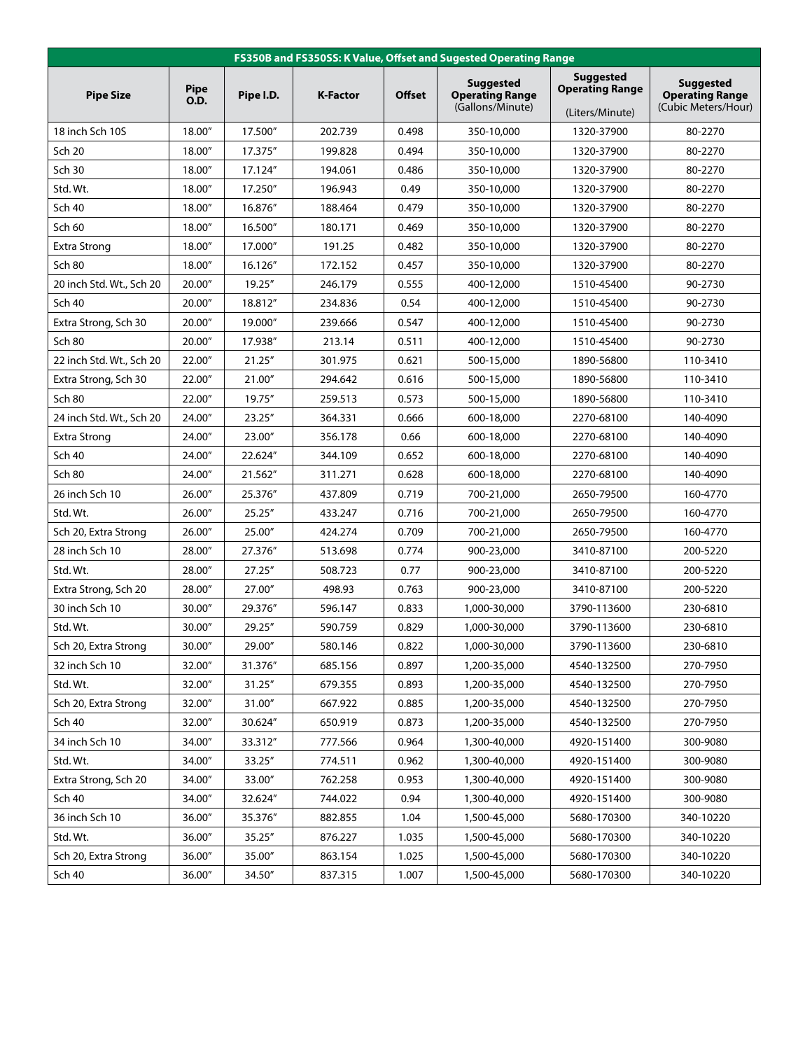| FS350B and FS350SS: K Value, Offset and Sugested Operating Range | | | | | | | |
|---|---|---|---|---|---|---|---|
| **Pipe Size** | **Pipe O.D.** | **Pipe I.D.** | **K-Factor** | **Offset** | **Suggested Operating Range** (Gallons/Minute) | **Suggested Operating Range** (Liters/Minute) | **Suggested Operating Range** (Cubic Meters/Hour) |
| 18 inch Sch 10S | 18.00″ | 17.500″ | 202.739 | 0.498 | 350-10,000 | 1320-37900 | 80-2270 |
| Sch 20 | 18.00″ | 17.375″ | 199.828 | 0.494 | 350-10,000 | 1320-37900 | 80-2270 |
| Sch 30 | 18.00″ | 17.124″ | 194.061 | 0.486 | 350-10,000 | 1320-37900 | 80-2270 |
| Std. Wt. | 18.00″ | 17.250″ | 196.943 | 0.49 | 350-10,000 | 1320-37900 | 80-2270 |
| Sch 40 | 18.00″ | 16.876″ | 188.464 | 0.479 | 350-10,000 | 1320-37900 | 80-2270 |
| Sch 60 | 18.00″ | 16.500″ | 180.171 | 0.469 | 350-10,000 | 1320-37900 | 80-2270 |
| Extra Strong | 18.00″ | 17.000″ | 191.25 | 0.482 | 350-10,000 | 1320-37900 | 80-2270 |
| Sch 80 | 18.00″ | 16.126″ | 172.152 | 0.457 | 350-10,000 | 1320-37900 | 80-2270 |
| 20 inch Std. Wt., Sch 20 | 20.00″ | 19.25″ | 246.179 | 0.555 | 400-12,000 | 1510-45400 | 90-2730 |
| Sch 40 | 20.00″ | 18.812″ | 234.836 | 0.54 | 400-12,000 | 1510-45400 | 90-2730 |
| Extra Strong, Sch 30 | 20.00″ | 19.000″ | 239.666 | 0.547 | 400-12,000 | 1510-45400 | 90-2730 |
| Sch 80 | 20.00″ | 17.938″ | 213.14 | 0.511 | 400-12,000 | 1510-45400 | 90-2730 |
| 22 inch Std. Wt., Sch 20 | 22.00″ | 21.25″ | 301.975 | 0.621 | 500-15,000 | 1890-56800 | 110-3410 |
| Extra Strong, Sch 30 | 22.00″ | 21.00″ | 294.642 | 0.616 | 500-15,000 | 1890-56800 | 110-3410 |
| Sch 80 | 22.00″ | 19.75″ | 259.513 | 0.573 | 500-15,000 | 1890-56800 | 110-3410 |
| 24 inch Std. Wt., Sch 20 | 24.00″ | 23.25″ | 364.331 | 0.666 | 600-18,000 | 2270-68100 | 140-4090 |
| Extra Strong | 24.00″ | 23.00″ | 356.178 | 0.66 | 600-18,000 | 2270-68100 | 140-4090 |
| Sch 40 | 24.00″ | 22.624″ | 344.109 | 0.652 | 600-18,000 | 2270-68100 | 140-4090 |
| Sch 80 | 24.00″ | 21.562″ | 311.271 | 0.628 | 600-18,000 | 2270-68100 | 140-4090 |
| 26 inch Sch 10 | 26.00″ | 25.376″ | 437.809 | 0.719 | 700-21,000 | 2650-79500 | 160-4770 |
| Std. Wt. | 26.00″ | 25.25″ | 433.247 | 0.716 | 700-21,000 | 2650-79500 | 160-4770 |
| Sch 20, Extra Strong | 26.00″ | 25.00″ | 424.274 | 0.709 | 700-21,000 | 2650-79500 | 160-4770 |
| 28 inch Sch 10 | 28.00″ | 27.376″ | 513.698 | 0.774 | 900-23,000 | 3410-87100 | 200-5220 |
| Std. Wt. | 28.00″ | 27.25″ | 508.723 | 0.77 | 900-23,000 | 3410-87100 | 200-5220 |
| Extra Strong, Sch 20 | 28.00″ | 27.00″ | 498.93 | 0.763 | 900-23,000 | 3410-87100 | 200-5220 |
| 30 inch Sch 10 | 30.00″ | 29.376″ | 596.147 | 0.833 | 1,000-30,000 | 3790-113600 | 230-6810 |
| Std. Wt. | 30.00″ | 29.25″ | 590.759 | 0.829 | 1,000-30,000 | 3790-113600 | 230-6810 |
| Sch 20, Extra Strong | 30.00″ | 29.00″ | 580.146 | 0.822 | 1,000-30,000 | 3790-113600 | 230-6810 |
| 32 inch Sch 10 | 32.00″ | 31.376″ | 685.156 | 0.897 | 1,200-35,000 | 4540-132500 | 270-7950 |
| Std. Wt. | 32.00″ | 31.25″ | 679.355 | 0.893 | 1,200-35,000 | 4540-132500 | 270-7950 |
| Sch 20, Extra Strong | 32.00″ | 31.00″ | 667.922 | 0.885 | 1,200-35,000 | 4540-132500 | 270-7950 |
| Sch 40 | 32.00″ | 30.624″ | 650.919 | 0.873 | 1,200-35,000 | 4540-132500 | 270-7950 |
| 34 inch Sch 10 | 34.00″ | 33.312″ | 777.566 | 0.964 | 1,300-40,000 | 4920-151400 | 300-9080 |
| Std. Wt. | 34.00″ | 33.25″ | 774.511 | 0.962 | 1,300-40,000 | 4920-151400 | 300-9080 |
| Extra Strong, Sch 20 | 34.00″ | 33.00″ | 762.258 | 0.953 | 1,300-40,000 | 4920-151400 | 300-9080 |
| Sch 40 | 34.00″ | 32.624″ | 744.022 | 0.94 | 1,300-40,000 | 4920-151400 | 300-9080 |
| 36 inch Sch 10 | 36.00″ | 35.376″ | 882.855 | 1.04 | 1,500-45,000 | 5680-170300 | 340-10220 |
| Std. Wt. | 36.00″ | 35.25″ | 876.227 | 1.035 | 1,500-45,000 | 5680-170300 | 340-10220 |
| Sch 20, Extra Strong | 36.00″ | 35.00″ | 863.154 | 1.025 | 1,500-45,000 | 5680-170300 | 340-10220 |
| Sch 40 | 36.00″ | 34.50″ | 837.315 | 1.007 | 1,500-45,000 | 5680-170300 | 340-10220 |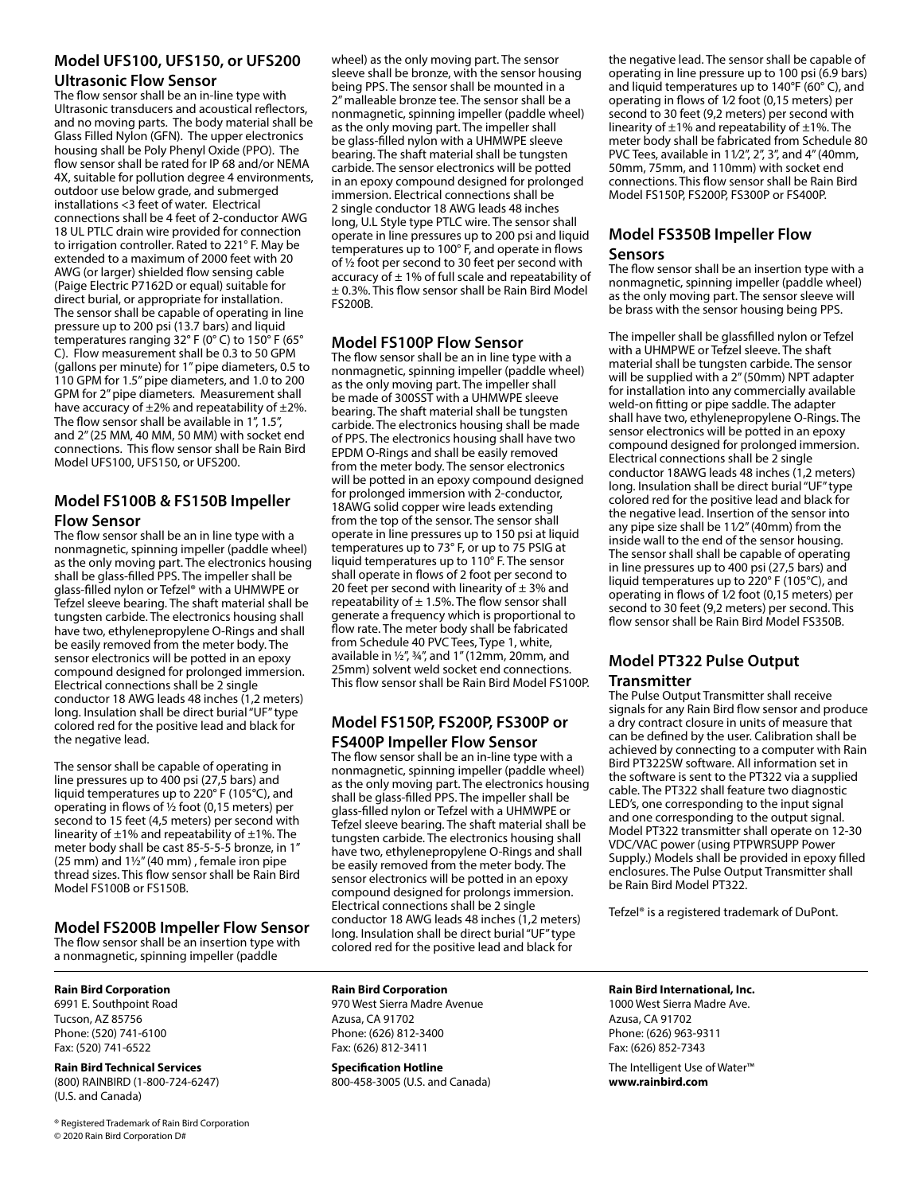## Model UFS100, UFS150, or UFS200 Ultrasonic Flow Sensor

The flow sensor shall be an in-line type with Ultrasonic transducers and acoustical reflectors, and no moving parts. The body material shall be Glass Filled Nylon (GFN). The upper electronics housing shall be Poly Phenyl Oxide (PPO). The flow sensor shall be rated for IP 68 and/or NEMA 4X, suitable for pollution degree 4 environments, outdoor use below grade, and submerged installations <3 feet of water. Electrical connections shall be 4 feet of 2-conductor AWG 18 UL PTLC drain wire provided for connection to irrigation controller. Rated to 221° F. May be extended to a maximum of 2000 feet with 20 AWG (or larger) shielded flow sensing cable (Paige Electric P7162D or equal) suitable for direct burial, or appropriate for installation. The sensor shall be capable of operating in line pressure up to 200 psi (13.7 bars) and liquid temperatures ranging 32° F (0° C) to 150° F (65° C). Flow measurement shall be 0.3 to 50 GPM (gallons per minute) for 1" pipe diameters, 0.5 to 110 GPM for 1.5" pipe diameters, and 1.0 to 200 GPM for 2" pipe diameters. Measurement shall have accuracy of ±2% and repeatability of ±2%. The flow sensor shall be available in 1", 1.5", and 2" (25 MM, 40 MM, 50 MM) with socket end connections. This flow sensor shall be Rain Bird Model UFS100, UFS150, or UFS200.

## Model FS100B & FS150B Impeller Flow Sensor

The flow sensor shall be an in line type with a nonmagnetic, spinning impeller (paddle wheel) as the only moving part. The electronics housing shall be glass-filled PPS. The impeller shall be glass-filled nylon or Tefzel® with a UHMWPE or Tefzel sleeve bearing. The shaft material shall be tungsten carbide. The electronics housing shall have two, ethylenepropylene O-Rings and shall be easily removed from the meter body. The sensor electronics will be potted in an epoxy compound designed for prolonged immersion. Electrical connections shall be 2 single conductor 18 AWG leads 48 inches (1,2 meters) long. Insulation shall be direct burial "UF" type colored red for the positive lead and black for the negative lead.

The sensor shall be capable of operating in line pressures up to 400 psi (27,5 bars) and liquid temperatures up to 220° F (105°C), and operating in flows of ½ foot (0,15 meters) per second to 15 feet (4,5 meters) per second with linearity of ±1% and repeatability of ±1%. The meter body shall be cast 85-5-5-5 bronze, in 1" (25 mm) and 1½" (40 mm) , female iron pipe thread sizes. This flow sensor shall be Rain Bird Model FS100B or FS150B.

## Model FS200B Impeller Flow Sensor

The flow sensor shall be an insertion type with a nonmagnetic, spinning impeller (paddle wheel) as the only moving part. The sensor sleeve shall be bronze, with the sensor housing being PPS. The sensor shall be mounted in a 2" malleable bronze tee. The sensor shall be a nonmagnetic, spinning impeller (paddle wheel) as the only moving part. The impeller shall be glass-filled nylon with a UHMWPE sleeve bearing. The shaft material shall be tungsten carbide. The sensor electronics will be potted in an epoxy compound designed for prolonged immersion. Electrical connections shall be 2 single conductor 18 AWG leads 48 inches long, U.L Style type PTLC wire. The sensor shall operate in line pressures up to 200 psi and liquid temperatures up to 100° F, and operate in flows of ½ foot per second to 30 feet per second with accuracy of ± 1% of full scale and repeatability of ± 0.3%. This flow sensor shall be Rain Bird Model FS200B.

## Model FS100P Flow Sensor

The flow sensor shall be an in line type with a nonmagnetic, spinning impeller (paddle wheel) as the only moving part. The impeller shall be made of 300SST with a UHMWPE sleeve bearing. The shaft material shall be tungsten carbide. The electronics housing shall be made of PPS. The electronics housing shall have two EPDM O-Rings and shall be easily removed from the meter body. The sensor electronics will be potted in an epoxy compound designed for prolonged immersion with 2-conductor, 18AWG solid copper wire leads extending from the top of the sensor. The sensor shall operate in line pressures up to 150 psi at liquid temperatures up to 73° F, or up to 75 PSIG at liquid temperatures up to 110° F. The sensor shall operate in flows of 2 foot per second to 20 feet per second with linearity of ± 3% and repeatability of ± 1.5%. The flow sensor shall generate a frequency which is proportional to flow rate. The meter body shall be fabricated from Schedule 40 PVC Tees, Type 1, white, available in ½", ¾", and 1" (12mm, 20mm, and 25mm) solvent weld socket end connections. This flow sensor shall be Rain Bird Model FS100P.

## Model FS150P, FS200P, FS300P or FS400P Impeller Flow Sensor

The flow sensor shall be an in-line type with a nonmagnetic, spinning impeller (paddle wheel) as the only moving part. The electronics housing shall be glass-filled PPS. The impeller shall be glass-filled nylon or Tefzel with a UHMWPE or Tefzel sleeve bearing. The shaft material shall be tungsten carbide. The electronics housing shall have two, ethylenepropylene O-Rings and shall be easily removed from the meter body. The sensor electronics will be potted in an epoxy compound designed for prolongs immersion. Electrical connections shall be 2 single conductor 18 AWG leads 48 inches (1,2 meters) long. Insulation shall be direct burial "UF" type colored red for the positive lead and black for the negative lead. The sensor shall be capable of operating in line pressure up to 100 psi (6.9 bars) and liquid temperatures up to 140°F (60° C), and operating in flows of 1⁄2 foot (0,15 meters) per second to 30 feet (9,2 meters) per second with linearity of ±1% and repeatability of ±1%. The meter body shall be fabricated from Schedule 80 PVC Tees, available in 11⁄2", 2", 3", and 4" (40mm, 50mm, 75mm, and 110mm) with socket end connections. This flow sensor shall be Rain Bird Model FS150P, FS200P, FS300P or FS400P.

## Model FS350B Impeller Flow Sensors

The flow sensor shall be an insertion type with a nonmagnetic, spinning impeller (paddle wheel) as the only moving part. The sensor sleeve will be brass with the sensor housing being PPS.

The impeller shall be glassfilled nylon or Tefzel with a UHMPWE or Tefzel sleeve. The shaft material shall be tungsten carbide. The sensor will be supplied with a 2" (50mm) NPT adapter for installation into any commercially available weld-on fitting or pipe saddle. The adapter shall have two, ethylenepropylene O-Rings. The sensor electronics will be potted in an epoxy compound designed for prolonged immersion. Electrical connections shall be 2 single conductor 18AWG leads 48 inches (1,2 meters) long. Insulation shall be direct burial "UF" type colored red for the positive lead and black for the negative lead. Insertion of the sensor into any pipe size shall be 11⁄2" (40mm) from the inside wall to the end of the sensor housing. The sensor shall shall be capable of operating in line pressures up to 400 psi (27,5 bars) and liquid temperatures up to 220° F (105°C), and operating in flows of 1⁄2 foot (0,15 meters) per second to 30 feet (9,2 meters) per second. This flow sensor shall be Rain Bird Model FS350B.

## Model PT322 Pulse Output Transmitter

The Pulse Output Transmitter shall receive signals for any Rain Bird flow sensor and produce a dry contract closure in units of measure that can be defined by the user. Calibration shall be achieved by connecting to a computer with Rain Bird PT322SW software. All information set in the software is sent to the PT322 via a supplied cable. The PT322 shall feature two diagnostic LED's, one corresponding to the input signal and one corresponding to the output signal. Model PT322 transmitter shall operate on 12-30 VDC/VAC power (using PTPWRSUPP Power Supply.) Models shall be provided in epoxy filled enclosures. The Pulse Output Transmitter shall be Rain Bird Model PT322.

Tefzel® is a registered trademark of DuPont.

---

**Rain Bird Corporation**
6991 E. Southpoint Road
Tucson, AZ 85756
Phone: (520) 741-6100
Fax: (520) 741-6522

**Rain Bird Technical Services**
(800) RAINBIRD (1-800-724-6247)
(U.S. and Canada)

**Rain Bird Corporation**
970 West Sierra Madre Avenue
Azusa, CA 91702
Phone: (626) 812-3400
Fax: (626) 812-3411

**Specification Hotline**
800-458-3005 (U.S. and Canada)

**Rain Bird International, Inc.**
1000 West Sierra Madre Ave.
Azusa, CA 91702
Phone: (626) 963-9311
Fax: (626) 852-7343

The Intelligent Use of Water™
**www.rainbird.com**

® Registered Trademark of Rain Bird Corporation
© 2020 Rain Bird Corporation D#